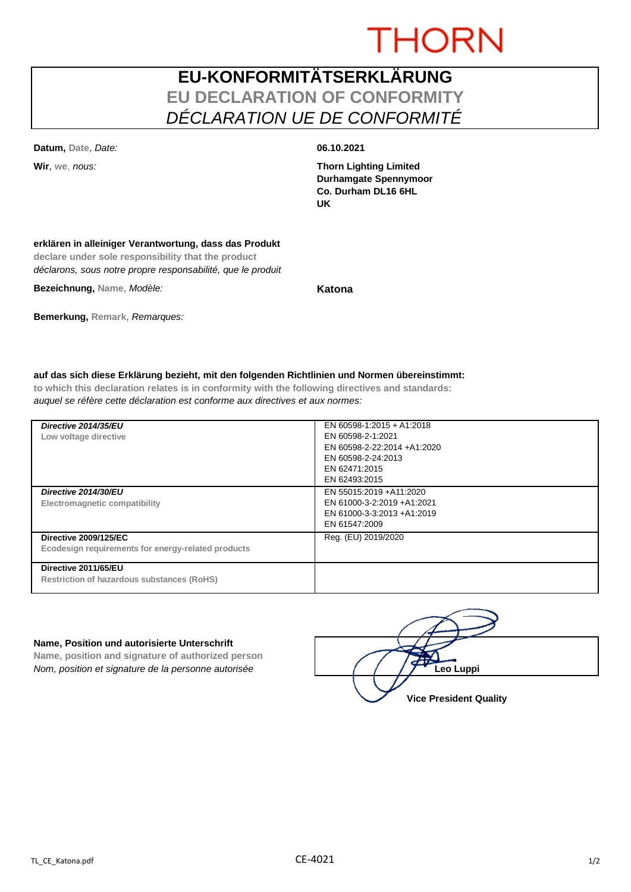THORN

# EU-KONFORMITÄTSERKLÄRUNG
## EU DECLARATION OF CONFORMITY
## *DÉCLARATION UE DE CONFORMITÉ*

**Datum,** Date, *Date:* **06.10.2021**

**Wir**, we, *nous:* **Thorn Lighting Limited**
**Durhamgate Spennymoor**
**Co. Durham DL16 6HL**
**UK**

**erklären in alleiniger Verantwortung, dass das Produkt**
**declare under sole responsibility that the product**
*déclarons, sous notre propre responsabilité, que le produit*

**Bezeichnung,** Name, *Modèle:* **Katona**

**Bemerkung,** Remark, *Remarques:*

**auf das sich diese Erklärung bezieht, mit den folgenden Richtlinien und Normen übereinstimmt:**
**to which this declaration relates is in conformity with the following directives and standards:**
*auquel se réfère cette déclaration est conforme aux directives et aux normes:*

| Directive | Standards |
|---|---|
| ***Directive 2014/35/EU***<br>Low voltage directive | EN 60598-1:2015 + A1:2018<br>EN 60598-2-1:2021<br>EN 60598-2-22:2014 +A1:2020<br>EN 60598-2-24:2013<br>EN 62471:2015<br>EN 62493:2015 |
| ***Directive 2014/30/EU***<br>Electromagnetic compatibility | EN 55015:2019 +A11:2020<br>EN 61000-3-2:2019 +A1:2021<br>EN 61000-3-3:2013 +A1:2019<br>EN 61547:2009 |
| **Directive 2009/125/EC**<br>Ecodesign requirements for energy-related products | Reg. (EU) 2019/2020 |
| **Directive 2011/65/EU**<br>Restriction of hazardous substances (RoHS) | |

**Name, Position und autorisierte Unterschrift**
**Name, position and signature of authorized person**
*Nom, position et signature de la personne autorisée*

**Leo Luppi**
**Vice President Quality**

TL_CE_Katona.pdf CE-4021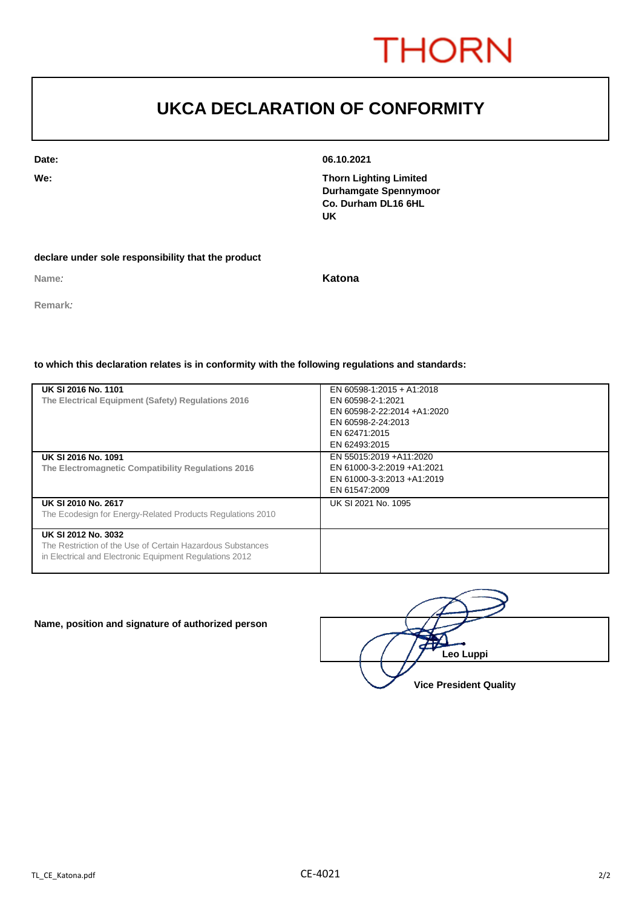THORN

# UKCA DECLARATION OF CONFORMITY

**Date:** **06.10.2021**

**We:** **Thorn Lighting Limited**
**Durhamgate Spennymoor**
**Co. Durham DL16 6HL**
**UK**

**declare under sole responsibility that the product**

Name: **Katona**

Remark:

**to which this declaration relates is in conformity with the following regulations and standards:**

| | |
|---|---|
| **UK SI 2016 No. 1101**<br>**The Electrical Equipment (Safety) Regulations 2016** | EN 60598-1:2015 + A1:2018<br>EN 60598-2-1:2021<br>EN 60598-2-22:2014 +A1:2020<br>EN 60598-2-24:2013<br>EN 62471:2015<br>EN 62493:2015 |
| **UK SI 2016 No. 1091**<br>**The Electromagnetic Compatibility Regulations 2016** | EN 55015:2019 +A11:2020<br>EN 61000-3-2:2019 +A1:2021<br>EN 61000-3-3:2013 +A1:2019<br>EN 61547:2009 |
| **UK SI 2010 No. 2617**<br>The Ecodesign for Energy-Related Products Regulations 2010 | UK SI 2021 No. 1095 |
| **UK SI 2012 No. 3032**<br>The Restriction of the Use of Certain Hazardous Substances in Electrical and Electronic Equipment Regulations 2012 | |

**Name, position and signature of authorized person**

**Leo Luppi**

**Vice President Quality**

TL_CE_Katona.pdf

CE-4021